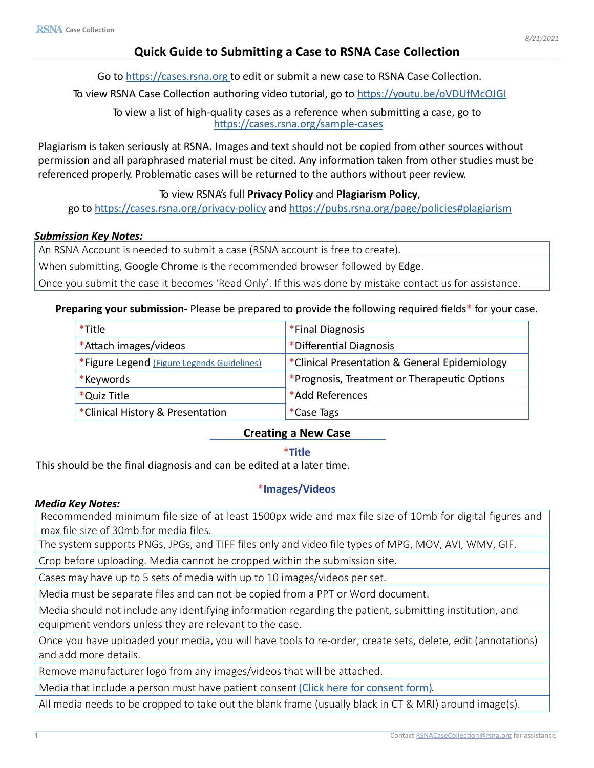# Quick Guide to Submitting a Case to RSNA Case Collection

Go to https://cases.rsna.org to edit or submit a new case to RSNA Case Collection.

To view RSNA Case Collection authoring video tutorial, go to https://youtu.be/oVDUfMcOJGI

To view a list of high-quality cases as a reference when submitting a case, go to https://cases.rsna.org/sample-cases

Plagiarism is taken seriously at RSNA. Images and text should not be copied from other sources without permission and all paraphrased material must be cited. Any information taken from other studies must be referenced properly. Problematic cases will be returned to the authors without peer review.

To view RSNA's full **Privacy Policy** and **Plagiarism Policy**, go to https://cases.rsna.org/privacy-policy and https://pubs.rsna.org/page/policies#plagiarism

***Submission Key Notes:***

| |
|---|
| An RSNA Account is needed to submit a case (RSNA account is free to create). |
| When submitting, Google Chrome is the recommended browser followed by Edge. |
| Once you submit the case it becomes 'Read Only'. If this was done by mistake contact us for assistance. |

**Preparing your submission-** Please be prepared to provide the following required fields* for your case.

| | |
|---|---|
| *Title | *Final Diagnosis |
| *Attach images/videos | *Differential Diagnosis |
| *Figure Legend (Figure Legends Guidelines) | *Clinical Presentation & General Epidemiology |
| *Keywords | *Prognosis, Treatment or Therapeutic Options |
| *Quiz Title | *Add References |
| *Clinical History & Presentation | *Case Tags |

## Creating a New Case

### *Title

This should be the final diagnosis and can be edited at a later time.

### *Images/Videos

***Media Key Notes:***

| |
|---|
| Recommended minimum file size of at least 1500px wide and max file size of 10mb for digital figures and max file size of 30mb for media files. |
| The system supports PNGs, JPGs, and TIFF files only and video file types of MPG, MOV, AVI, WMV, GIF. |
| Crop before uploading. Media cannot be cropped within the submission site. |
| Cases may have up to 5 sets of media with up to 10 images/videos per set. |
| Media must be separate files and can not be copied from a PPT or Word document. |
| Media should not include any identifying information regarding the patient, submitting institution, and equipment vendors unless they are relevant to the case. |
| Once you have uploaded your media, you will have tools to re-order, create sets, delete, edit (annotations) and add more details. |
| Remove manufacturer logo from any images/videos that will be attached. |
| Media that include a person must have patient consent (Click here for consent form). |
| All media needs to be cropped to take out the blank frame (usually black in CT & MRI) around image(s). |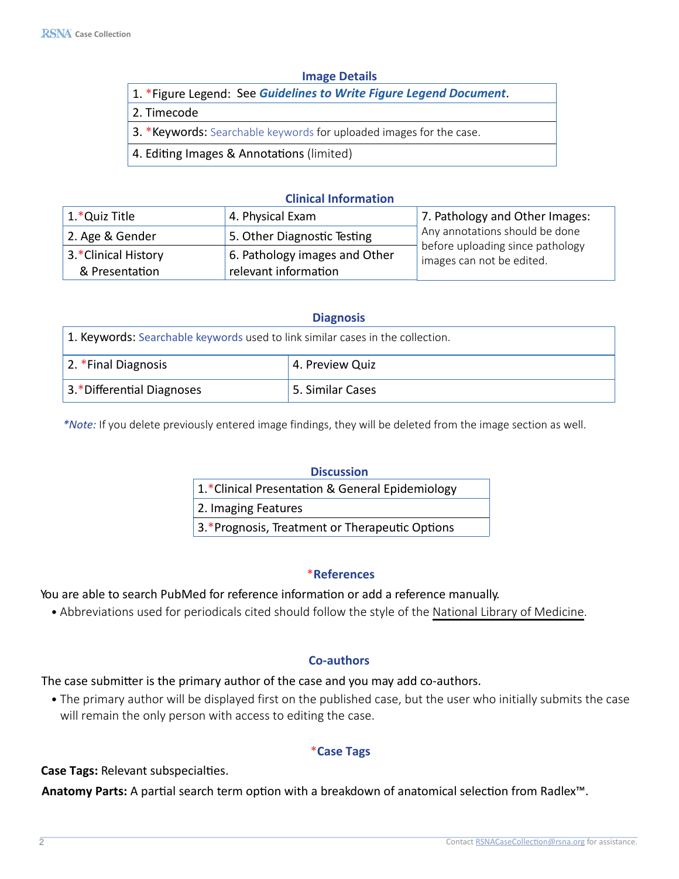## Image Details

| |
|---|
| 1. *Figure Legend: See ***Guidelines to Write Figure Legend Document***. |
| 2. Timecode |
| 3. *Keywords: Searchable keywords for uploaded images for the case. |
| 4. Editing Images & Annotations (limited) |

## Clinical Information

| | | |
|---|---|---|
| 1.*Quiz Title | 4. Physical Exam | 7. Pathology and Other Images: Any annotations should be done before uploading since pathology images can not be edited. |
| 2. Age & Gender | 5. Other Diagnostic Testing | |
| 3.*Clinical History & Presentation | 6. Pathology images and Other relevant information | |

## Diagnosis

| | |
|---|---|
| 1. Keywords: Searchable keywords used to link similar cases in the collection. | |
| 2. *Final Diagnosis | 4. Preview Quiz |
| 3.*Differential Diagnoses | 5. Similar Cases |

**Note:* If you delete previously entered image findings, they will be deleted from the image section as well.

## Discussion

| |
|---|
| 1.*Clinical Presentation & General Epidemiology |
| 2. Imaging Features |
| 3.*Prognosis, Treatment or Therapeutic Options |

## *References

You are able to search PubMed for reference information or add a reference manually.

- Abbreviations used for periodicals cited should follow the style of the National Library of Medicine.

## Co-authors

The case submitter is the primary author of the case and you may add co-authors.

- The primary author will be displayed first on the published case, but the user who initially submits the case will remain the only person with access to editing the case.

## *Case Tags

**Case Tags:** Relevant subspecialties.

**Anatomy Parts:** A partial search term option with a breakdown of anatomical selection from Radlex™.

Contact RSNACaseCollection@rsna.org for assistance.